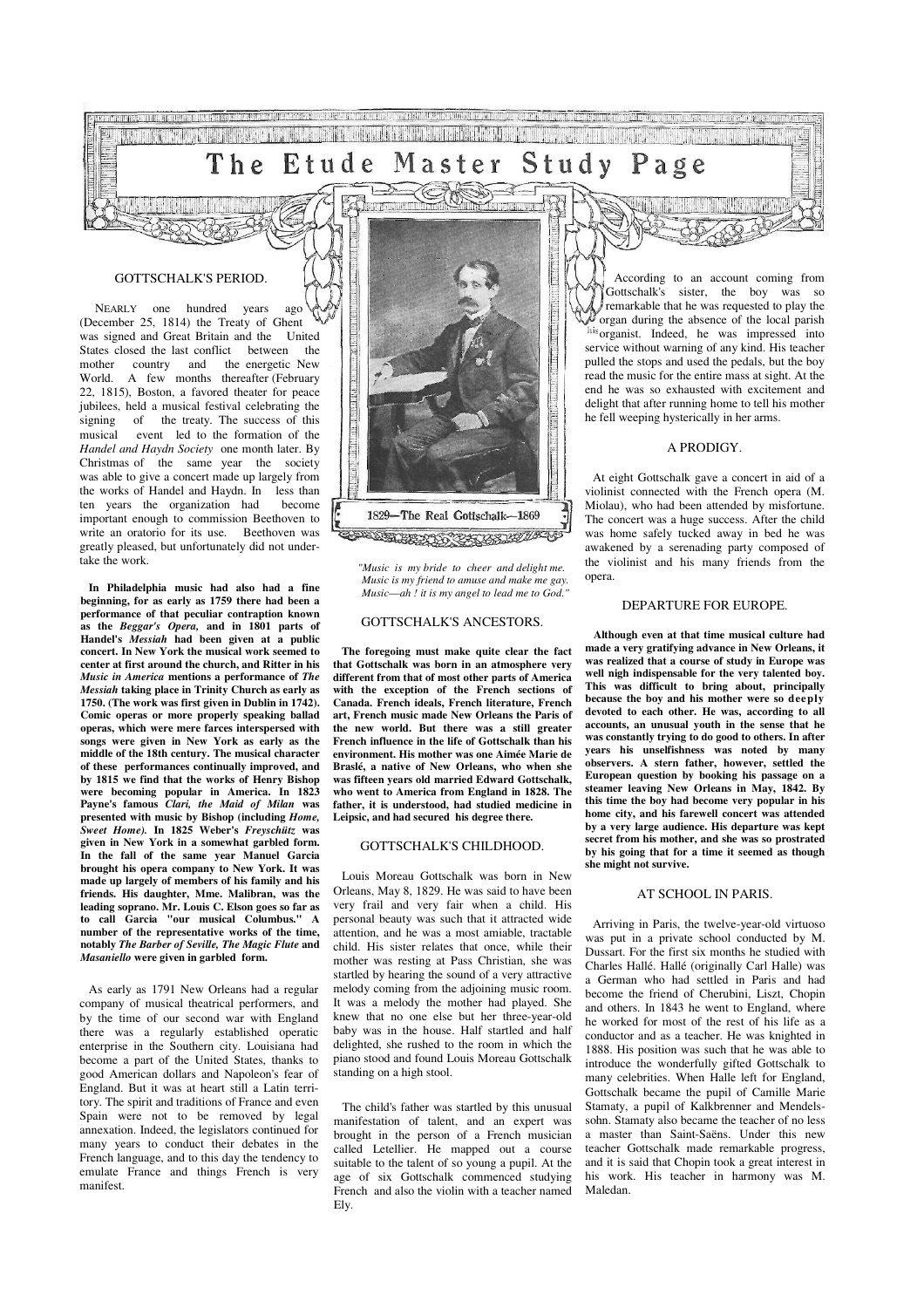# The Etude Master Study Page

## GOTTSCHALK'S PERIOD.

NEARLY one hundred years ago (December 25, 1814) the Treaty of Ghent was signed and Great Britain and the United States closed the last conflict between the mother country and the energetic New World. A few months thereafter (February 22, 1815), Boston, a favored theater for peace jubilees, held a musical festival celebrating the signing of the treaty. The success of this musical event led to the formation of the *Handel and Haydn Society* one month later. By Christmas of the same year the society was able to give a concert made up largely from the works of Handel and Haydn. In less than ten years the organization had become important enough to commission Beethoven to write an oratorio for its use. Beethoven was greatly pleased, but unfortunately did not undertake the work.

**In Philadelphia music had also had a fine beginning, for as early as 1759 there had been a performance of that peculiar contraption known as the *Beggar's Opera,* and in 1801 parts of Handel's *Messiah* had been given at a public concert. In New York the musical work seemed to center at first around the church, and Ritter in his *Music in America* mentions a performance of *The Messiah* taking place in Trinity Church as early as 1750. (The work was first given in Dublin in 1742). Comic operas or more properly speaking ballad operas, which were mere farces interspersed with songs were given in New York as early as the middle of the 18th century. The musical character of these performances continually improved, and by 1815 we find that the works of Henry Bishop were becoming popular in America. In 1823 Payne's famous *Clari, the Maid of Milan* was presented with music by Bishop (including *Home, Sweet Home).* In 1825 Weber's *Freyschütz* was given in New York in a somewhat garbled form. In the fall of the same year Manuel Garcia brought his opera company to New York. It was made up largely of members of his family and his friends. His daughter, Mme. Malibran, was the leading soprano. Mr. Louis C. Elson goes so far as to call Garcia "our musical Columbus." A number of the representative works of the time, notably *The Barber of Seville, The Magic Flute* and *Masaniello* were given in garbled form.**

As early as 1791 New Orleans had a regular company of musical theatrical performers, and by the time of our second war with England there was a regularly established operatic enterprise in the Southern city. Louisiana had become a part of the United States, thanks to good American dollars and Napoleon's fear of England. But it was at heart still a Latin territory. The spirit and traditions of France and even Spain were not to be removed by legal annexation. Indeed, the legislators continued for many years to conduct their debates in the French language, and to this day the tendency to emulate France and things French is very manifest.

1829—The Real Gottschalk—1869

*"Music is my bride to cheer and delight me.*
*Music is my friend to amuse and make me gay.*
*Music—ah ! it is my angel to lead me to God."*

## GOTTSCHALK'S ANCESTORS.

**The foregoing must make quite clear the fact that Gottschalk was born in an atmosphere very different from that of most other parts of America with the exception of the French sections of Canada. French ideals, French literature, French art, French music made New Orleans the Paris of the new world. But there was a still greater French influence in the life of Gottschalk than his environment. His mother was one Aimée Marie de Braslé, a native of New Orleans, who when she was fifteen years old married Edward Gottschalk, who went to America from England in 1828. The father, it is understood, had studied medicine in Leipsic, and had secured his degree there.**

## GOTTSCHALK'S CHILDHOOD.

Louis Moreau Gottschalk was born in New Orleans, May 8, 1829. He was said to have been very frail and very fair when a child. His personal beauty was such that it attracted wide attention, and he was a most amiable, tractable child. His sister relates that once, while their mother was resting at Pass Christian, she was startled by hearing the sound of a very attractive melody coming from the adjoining music room. It was a melody the mother had played. She knew that no one else but her three-year-old baby was in the house. Half startled and half delighted, she rushed to the room in which the piano stood and found Louis Moreau Gottschalk standing on a high stool.

The child's father was startled by this unusual manifestation of talent, and an expert was brought in the person of a French musician called Letellier. He mapped out a course suitable to the talent of so young a pupil. At the age of six Gottschalk commenced studying French and also the violin with a teacher named Ely.

According to an account coming from Gottschalk's sister, the boy was so remarkable that he was requested to play the organ during the absence of the local parish organist. Indeed, he was impressed into service without warning of any kind. His teacher pulled the stops and used the pedals, but the boy read the music for the entire mass at sight. At the end he was so exhausted with excitement and delight that after running home to tell his mother he fell weeping hysterically in her arms.

## A PRODIGY.

At eight Gottschalk gave a concert in aid of a violinist connected with the French opera (M. Miolau), who had been attended by misfortune. The concert was a huge success. After the child was home safely tucked away in bed he was awakened by a serenading party composed of the violinist and his many friends from the opera.

## DEPARTURE FOR EUROPE.

**Although even at that time musical culture had made a very gratifying advance in New Orleans, it was realized that a course of study in Europe was well nigh indispensable for the very talented boy. This was difficult to bring about, principally because the boy and his mother were so deeply devoted to each other. He was, according to all accounts, an unusual youth in the sense that he was constantly trying to do good to others. In after years his unselfishness was noted by many observers. A stern father, however, settled the European question by booking his passage on a steamer leaving New Orleans in May, 1842. By this time the boy had become very popular in his home city, and his farewell concert was attended by a very large audience. His departure was kept secret from his mother, and she was so prostrated by his going that for a time it seemed as though she might not survive.**

## AT SCHOOL IN PARIS.

Arriving in Paris, the twelve-year-old virtuoso was put in a private school conducted by M. Dussart. For the first six months he studied with Charles Hallé. Hallé (originally Carl Halle) was a German who had settled in Paris and had become the friend of Cherubini, Liszt, Chopin and others. In 1843 he went to England, where he worked for most of the rest of his life as a conductor and as a teacher. He was knighted in 1888. His position was such that he was able to introduce the wonderfully gifted Gottschalk to many celebrities. When Halle left for England, Gottschalk became the pupil of Camille Marie Stamaty, a pupil of Kalkbrenner and Mendelssohn. Stamaty also became the teacher of no less a master than Saint-Saëns. Under this new teacher Gottschalk made remarkable progress, and it is said that Chopin took a great interest in his work. His teacher in harmony was M. Maledan.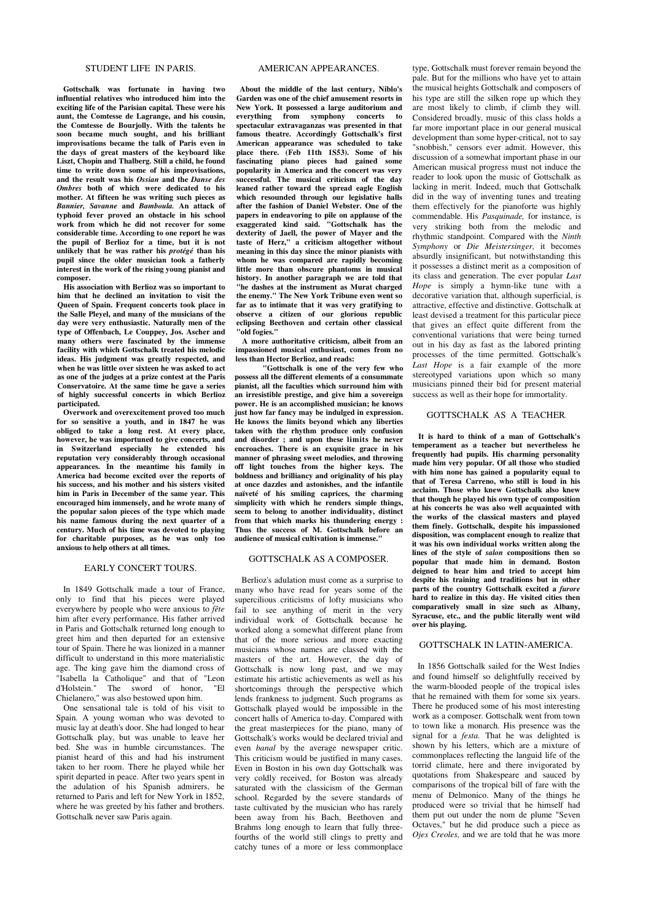## STUDENT LIFE IN PARIS.

**Gottschalk was fortunate in having two influential relatives who introduced him into the exciting life of the Parisian capital. These were his aunt, the Comtesse de Lagrange, and his cousin, the Comtesse de Bourjolly. With the talents he soon became much sought, and his brilliant improvisations became the talk of Paris even in the days of great masters of the keyboard like Liszt, Chopin and Thalberg. Still a child, he found time to write down some of his improvisations, and the result was his *Ossian* and the *Danse des Ombres* both of which were dedicated to his mother. At fifteen he was writing such pieces as *Bannier, Savanne* and *Bamboula.* An attack of typhoid fever proved an obstacle in his school work from which he did not recover for some considerable time. According to one report he was the pupil of Berlioz for a time, but it is not unlikely that he was rather his *protégé* than his pupil since the older musician took a fatherly interest in the work of the rising young pianist and composer.**

**His association with Berlioz was so important to him that he declined an invitation to visit the Queen of Spain. Frequent concerts took place in the Salle Pleyel, and many of the musicians of the day were very enthusiastic. Naturally men of the type of Offenbach, Le Couppey, Jos. Ascher and many others were fascinated by the immense facility with which Gottschalk treated his melodic ideas. His judgment was greatly respected, and when he was little over sixteen he was asked to act as one of the judges at a prize contest at the Paris Conservatoire. At the same time he gave a series of highly successful concerts in which Berlioz participated.**

**Overwork and overexcitement proved too much for so sensitive a youth, and in 1847 he was obliged to take a long rest. At every place, however, he was importuned to give concerts, and in Switzerland especially he extended his reputation very considerably through occasional appearances. In the meantime his family in America had become excited over the reports of his success, and his mother and his sisters visited him in Paris in December of the same year. This encouraged him immensely, and he wrote many of the popular salon pieces of the type which made his name famous during the next quarter of a century. Much of his time was devoted to playing for charitable purposes, as he was only too anxious to help others at all times.**

## EARLY CONCERT TOURS.

In 1849 Gottschalk made a tour of France, only to find that his pieces were played everywhere by people who were anxious to *fête* him after every performance. His father arrived in Paris and Gottschalk returned long enough to greet him and then departed for an extensive tour of Spain. There he was lionized in a manner difficult to understand in this more materialistic age. The king gave him the diamond cross of "Isabella la Catholique" and that of "Leon d'Holstein." The sword of honor, "El Chielanero," was also bestowed upon him.

One sensational tale is told of his visit to Spain. A young woman who was devoted to music lay at death's door. She had longed to hear Gottschalk play, but was unable to leave her bed. She was in humble circumstances. The pianist heard of this and had his instrument taken to her room. There he played while her spirit departed in peace. After two years spent in the adulation of his Spanish admirers, he returned to Paris and left for New York in 1852, where he was greeted by his father and brothers. Gottschalk never saw Paris again.

## AMERICAN APPEARANCES.

**About the middle of the last century, Niblo's Garden was one of the chief amusement resorts in New York. It possessed a large auditorium and everything from symphony concerts to spectacular extravaganzas was presented in that famous theatre. Accordingly Gottschalk's first American appearance was scheduled to take place there. (Feb 11th 1S53). Some of his fascinating piano pieces had gained some popularity in America and the concert was very successful. The musical criticism of the day leaned rather toward the spread eagle English which resounded through our legislative halls after the fashion of Daniel Webster. One of the papers in endeavoring to pile on applause of the exaggerated kind said. "Gottschalk has the dexterity of Jaell, the power of Mayer and the taste of Herz," a criticism altogether without meaning in this day since the minor pianists with whom he was compared are rapidly becoming little more than obscure phantoms in musical history. In another paragraph we are told that "he dashes at the instrument as Murat charged the enemy." The New York Tribune even went so far as to intimate that it was very gratifying to observe a citizen of our glorious republic eclipsing Beethoven and certain other classical "old fogies."**

**A more authoritative criticism, albeit from an impassioned musical enthusiast, comes from no less than Hector Berlioz, and reads:**

**"Gottschalk is one of the very few who possess all the different elements of a consummate pianist, all the faculties which surround him with an irresistible prestige, and give him a sovereign power. He is an accomplished musician; he knows just how far fancy may be indulged in expression. He knows the limits beyond which any liberties taken with the rhythm produce only confusion and disorder ; and upon these limits he never encroaches. There is an exquisite grace in his manner of phrasing sweet melodies, and throwing off light touches from the higher keys. The boldness and brilliancy and originality of his play at once dazzles and astonishes, and the infantile naïveté of his smiling caprices, the charming simplicity with which he renders simple things, seem to belong to another individuality, distinct from that which marks his thundering energy : Thus the success of M. Gottschalk before an audience of musical cultivation is immense."**

## GOTTSCHALK AS A COMPOSER.

Berlioz's adulation must come as a surprise to many who have read for years some of the supercilious criticisms of lofty musicians who fail to see anything of merit in the very individual work of Gottschalk because he worked along a somewhat different plane from that of the more serious and more exacting musicians whose names are classed with the masters of the art. However, the day of Gottschalk is now long past, and we may estimate his artistic achievements as well as his shortcomings through the perspective which lends frankness to judgment. Such programs as Gottschalk played would be impossible in the concert halls of America to-day. Compared with the great masterpieces for the piano, many of Gottschalk's works would be declared trivial and even *banal* by the average newspaper critic. This criticism would be justified in many cases. Even in Boston in his own day Gottschalk was very coldly received, for Boston was already saturated with the classicism of the German school. Regarded by the severe standards of taste cultivated by the musician who has rarely been away from his Bach, Beethoven and Brahms long enough to learn that fully three-fourths of the world still clings to pretty and catchy tunes of a more or less commonplace type, Gottschalk must forever remain beyond the pale. But for the millions who have yet to attain the musical heights Gottschalk and composers of his type are still the silken rope up which they are most likely to climb, if climb they will. Considered broadly, music of this class holds a far more important place in our general musical development than some hyper-critical, not to say "snobbish," censors ever admit. However, this discussion of a somewhat important phase in our American musical progress must not induce the reader to look upon the music of Gottschalk as lacking in merit. Indeed, much that Gottschalk did in the way of inventing tunes and treating them effectively for the pianoforte was highly commendable. His *Pasquinade,* for instance, is very striking both from the melodic and rhythmic standpoint. Compared with the *Ninth Symphony* or *Die Meistersinger,* it becomes absurdly insignificant, but notwithstanding this it possesses a distinct merit as a composition of its class and generation. The ever popular *Last Hope* is simply a hymn-like tune with a decorative variation that, although superficial, is attractive, effective and distinctive. Gottschalk at least devised a treatment for this particular piece that gives an effect quite different from the conventional variations that were being turned out in his day as fast as the labored printing processes of the time permitted. Gottschalk's *Last Hope* is a fair example of the more stereotyped variations upon which so many musicians pinned their bid for present material success as well as their hope for immortality.

## GOTTSCHALK AS A TEACHER.

**It is hard to think of a man of Gottschalk's temperament as a teacher but nevertheless he frequently had pupils. His charming personality made him very popular. Of all those who studied with him none has gained a popularity equal to that of Teresa Carreno, who still is loud in his acclaim. Those who knew Gottschalk also knew that though he played his own type of composition at his concerts he was also well acquainted with the works of the classical masters and played them finely. Gottschalk, despite his impassioned disposition, was complacent enough to realize that it was his own individual works written along the lines of the style of *salon* compositions then so popular that made him in demand. Boston deigned to hear him and tried to accept him despite his training and traditions but in other parts of the country Gottschalk excited a *furore* hard to realize in this day. He visited cities then comparatively small in size such as Albany, Syracuse, etc., and the public literally went wild over his playing.**

## GOTTSCHALK IN LATIN-AMERICA.

In 1856 Gottschalk sailed for the West Indies and found himself so delightfully received by the warm-blooded people of the tropical isles that he remained with them for some six years. There he produced some of his most interesting work as a composer. Gottschalk went from town to town like a monarch. His presence was the signal for a *festa.* That he was delighted is shown by his letters, which are a mixture of commonplaces reflecting the languid life of the torrid climate, here and there invigorated by quotations from Shakespeare and sauced by comparisons of the tropical bill of fare with the menu of Delmonico. Many of the things he produced were so trivial that he himself had them put out under the nom de plume "Seven Octaves," but he did produce such a piece as *Ojes Creoles,* and we are told that he was more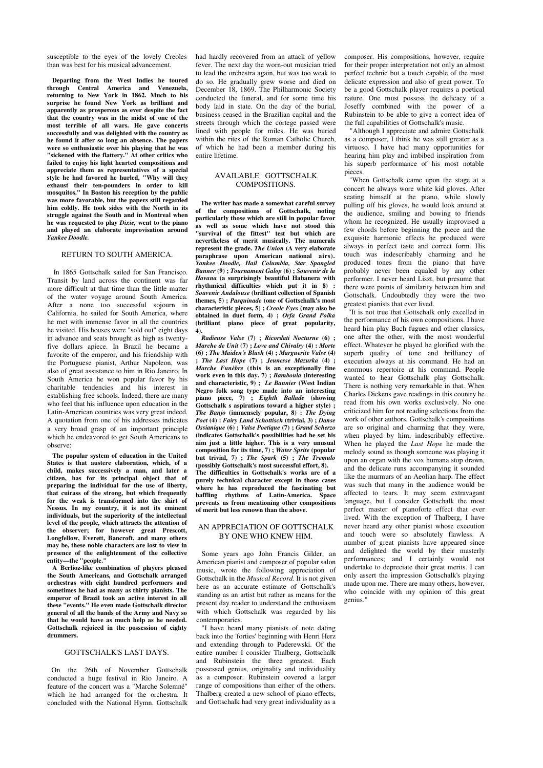susceptible to the eyes of the lovely Creoles than was best for his musical advancement.

**Departing from the West Indies he toured through Central America and Venezuela, returning to New York in 1862. Much to his surprise he found New York as brilliant and apparently as prosperous as ever despite the fact that the country was in the midst of one of the most terrible of all wars. He gave concerts successfully and was delighted with the country as he found it after so long an absence. The papers were so enthusiastic over his playing that he was "sickened with the flattery." At other critics who failed to enjoy his light hearted compositions and appreciate them as representatives of a special style he had favored he hurled, "Why will they exhaust their ten-pounders in order to kill mosquitos." In Boston his reception by the public was more favorable, but the papers still regarded him coldly. He took sides with the North in its struggle against the South and in Montreal when he was requested to play *Dixie,* went to the piano and played an elaborate improvisation around *Yankee Doodle.***

## RETURN TO SOUTH AMERICA.

In 1865 Gottschalk sailed for San Francisco. Transit by land across the continent was far more difficult at that time than the little matter of the water voyage around South America. After a none too successful sojourn in California, he sailed for South America, where he met with immense favor in all the countries he visited. His houses were "sold out" eight days in advance and seats brought as high as twenty-five dollars apiece. In Brazil he became a favorite of the emperor, and his friendship with the Portuguese pianist, Arthur Napoleon, was also of great assistance to him in Rio Janeiro. In South America he won popular favor by his charitable tendencies and his interest in establishing free schools. Indeed, there are many who feel that his influence upon education in the Latin-American countries was very great indeed. A quotation from one of his addresses indicates a very broad grasp of an important principle which he endeavored to get South Americans to observe:

**The popular system of education in the United States is that austere elaboration, which, of a child, makes successively a man, and later a citizen, has for its principal object that of preparing the individual for the use of liberty, that cuirass of the strong, but which frequently for the weak is transformed into the shirt of Nessus. In my country, it is not its eminent individuals, but the superiority of the intellectual level of the people, which attracts the attention of the observer; for however great Prescott, Longfellow, Everett, Bancroft, and many others may be, these noble characters are lost to view in presence of the enlightenment of the collective entity—the "people."**

**A Berlioz-like combination of players pleased the South Americans, and Gottschalk arranged orchestras with eight hundred performers and sometimes he had as many as thirty pianists. The emperor of Brazil took an active interest in all these "events." He even made Gottschalk director general of all the bands of the Army and Navy so that he would have as much help as he needed. Gottschalk rejoiced in the possession of eighty drummers.**

## GOTTSCHALK'S LAST DAYS.

On the 26th of November Gottschalk conducted a huge festival in Rio Janeiro. A feature of the concert was a "Marche Solemné" which he had arranged for the orchestra. It concluded with the National Hymn. Gottschalk had hardly recovered from an attack of yellow fever. The next day the worn-out musician tried to lead the orchestra again, but was too weak to do so. He gradually grew worse and died on December 18, 1869. The Philharmonic Society conducted the funeral, and for some time his body laid in state. On the day of the burial, business ceased in the Brazilian capital and the streets through which the cortege passed were lined with people for miles. He was buried within the rites of the Roman Catholic Church, of which he had been a member during his entire lifetime.

## AVAILABLE GOTTSCHALK COMPOSITIONS.

**The writer has made a somewhat careful survey of the compositions of Gottschalk, noting particularly those which are still in popular favor as well as some which have not stood this "survival of the fittest" test but which are nevertheless of merit musically. The numerals represent the grade. *The Union* (A very elaborate paraphrase upon American national airs). *Yankee Doodle, Hail Columbia, Star Spangled Banner* (9) ; *Tournament Galop* (6) ; *Souvenir de la Havana* (a surprisingly beautiful Habanera with rhythmical difficulties which put it in 8) : *Souvenir Andalouse* (brilliant collection of Spanish themes, 5) ; *Pasquinade* (one of Gottschalk's most characteristic pieces, 5) ; *Creole Eyes* (may also be obtained in duet form, 4) ; *Orfa Grand Polka* (brilliant piano piece of great popularity, 4).**

***Radieuse Valse* (7) ; *Ricordati Nocturne* (6) ; *Marche de Unit* (7) ; *Love and Chivalry* (4) : *Morte* (6) ; *The Maiden's Blush* (4) ; *Marguerite Valse* (4) ; *The Last Hope* (7) ; *Jeunesse Mazurka* (4) ; *Marche Funèbre* (this is an exceptionally fine work even in this day. 7) ; *Bamboula* (interesting and characteristic, 9) ; *Le Bannier* (West Indian Negro folk song type made into an interesting piano piece, 7) ; *Eighth Ballade* (showing Gottschalk s aspirations toward a higher style) ; *The Banjo* (immensely popular, 8) : *The Dying Poet* (4) : *Fairy Land Schottisch* (trivial, 3) ; *Danse Ossianique* (6) ; *Valse Poetique* (7) ; *Grand Scherzo* (indicates Gottschalk's possibilities had he set his aim just a little higher. This is a very unusual composition for its time, 7) ; *Water Sprite* (popular but trivial, 7) ; *The Spark* (5) ; *The Tremulo* (possibly Gottschalk's most successful effort, 8). The difficulties in Gottschalk's works are of a purely technical character except in those cases where he has reproduced the fascinating but baffling rhythms of Latin-America. Space prevents us from mentioning other compositions of merit but less renown than the above.**

## AN APPRECIATION OF GOTTSCHALK BY ONE WHO KNEW HIM.

Some years ago John Francis Gilder, an American pianist and composer of popular salon music, wrote the following appreciation of Gottschalk in the *Musical Record.* It is not given here as an accurate estimate of Gottschalk's standing as an artist but rather as means for the present day reader to understand the enthusiasm with which Gottschalk was regarded by his contemporaries.

"I have heard many pianists of note dating back into the 'forties' beginning with Henri Herz and extending through to Paderewski. Of the entire number I consider Thalberg, Gottschalk and Rubinstein the three greatest. Each possessed genius, originality and individuality as a composer. Rubinstein covered a larger range of compositions than either of the others. Thalberg created a new school of piano effects, and Gottschalk had very great individuality as a composer. His compositions, however, require for their proper interpretation not only an almost perfect technic but a touch capable of the most delicate expression and also of great power. To be a good Gottschalk player requires a poetical nature. One must possess the delicacy of a Joseffy combined with the power of a Rubinstein to be able to give a correct idea of the full capabilities of Gottschalk's music.

"Although I appreciate and admire Gottschalk as a composer, I think he was still greater as a virtuoso. I have had many opportunities for hearing him play and imbibed inspiration from his superb performance of his most notable pieces.

"When Gottschalk came upon the stage at a concert he always wore white kid gloves. After seating himself at the piano, while slowly pulling off his gloves, he would look around at the audience, smiling and bowing to friends whom he recognized. He usually improvised a few chords before beginning the piece and the exquisite harmonic effects he produced were always in perfect taste and correct form. His touch was indescribably charming and he produced tones from the piano that have probably never been equaled by any other performer. I never heard Liszt, but presume that there were points of similarity between him and Gottschalk. Undoubtedly they were the two greatest pianists that ever lived.

"It is not true that Gottschalk only excelled in the performance of his own compositions. I have heard him play Bach fugues and other classics, one after the other, with the most wonderful effect. Whatever he played he glorified with the superb quality of tone and brilliancy of execution always at his command. He had an enormous repertoire at his command. People wanted to hear Gottschalk play Gottschalk. There is nothing very remarkable in that. When Charles Dickens gave readings in this country he read from his own works exclusively. No one criticized him for not reading selections from the work of other authors. Gottschalk's compositions are so original and charming that they were, when played by him, indescribably effective. When he played the *Last Hope* he made the melody sound as though someone was playing it upon an organ with the vox humana stop drawn, and the delicate runs accompanying it sounded like the murmurs of an Aeolian harp. The effect was such that many in the audience would be affected to tears. It may seem extravagant language, but I consider Gottschalk the most perfect master of pianoforte effect that ever lived. With the exception of Thalberg, I have never heard any other pianist whose execution and touch were so absolutely flawless. A number of great pianists have appeared since and delighted the world by their masterly performances; and I certainly would not undertake to depreciate their great merits. I can only assert the impression Gottschalk's playing made upon me. There are many others, however, who coincide with my opinion of this great genius."